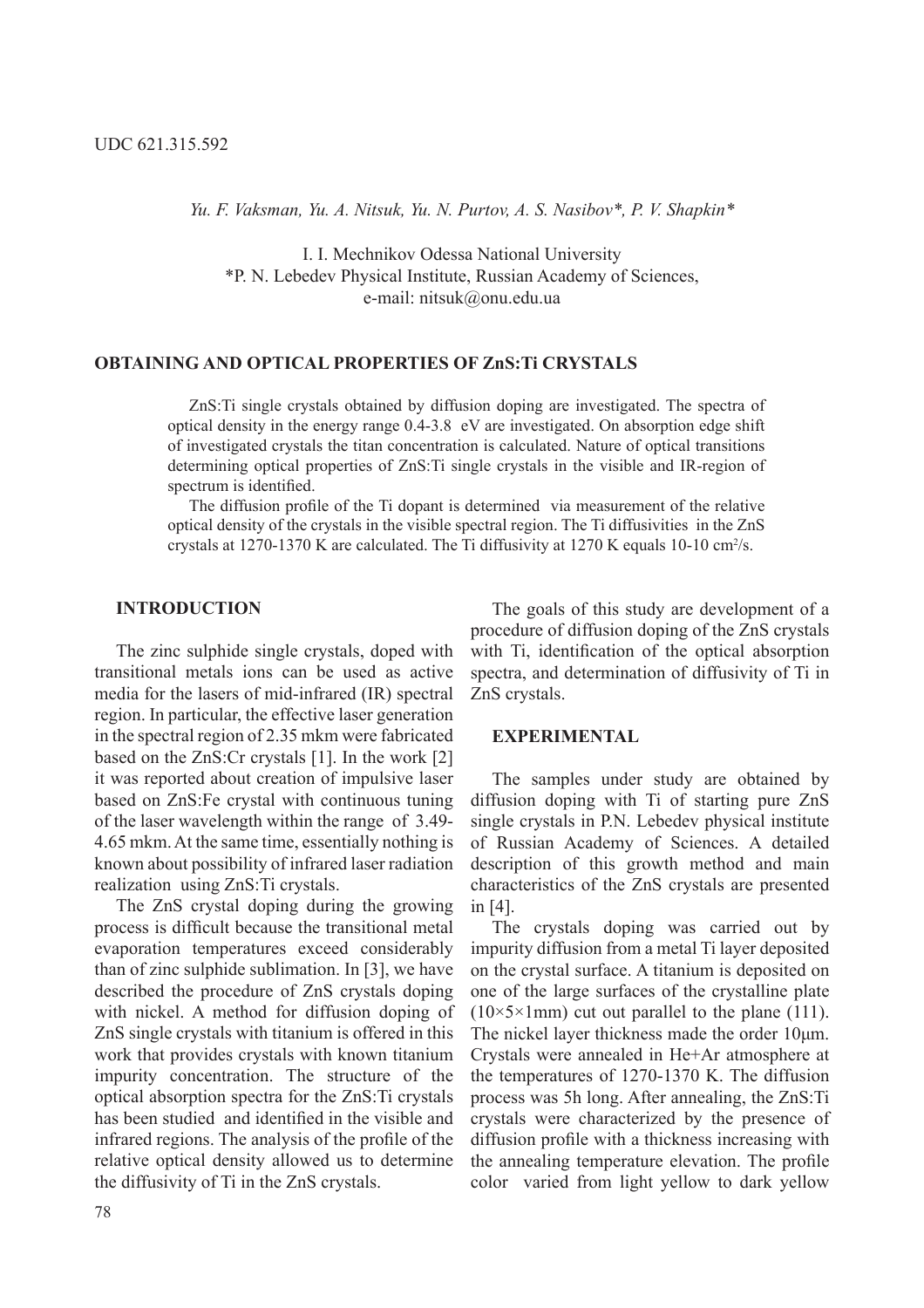UDC 621.315.592

*Yu. F. Vaksman, Yu. A. Nitsuk, Yu. N. Purtov, A. S. Nasibov\*, P. V. Shapkin\**

I. I. Mechnikov Odessa National University
\*P. N. Lebedev Physical Institute, Russian Academy of Sciences,
e-mail: nitsuk@onu.edu.ua

## OBTAINING AND OPTICAL PROPERTIES OF ZnS:Ti CRYSTALS

ZnS:Ti single crystals obtained by diffusion doping are investigated. The spectra of optical density in the energy range 0.4-3.8 eV are investigated. On absorption edge shift of investigated crystals the titan concentration is calculated. Nature of optical transitions determining optical properties of ZnS:Ti single crystals in the visible and IR-region of spectrum is identified.

The diffusion profile of the Ti dopant is determined via measurement of the relative optical density of the crystals in the visible spectral region. The Ti diffusivities in the ZnS crystals at 1270-1370 K are calculated. The Ti diffusivity at 1270 K equals 10-10 $cm^2/s$.

### INTRODUCTION

The zinc sulphide single crystals, doped with transitional metals ions can be used as active media for the lasers of mid-infrared (IR) spectral region. In particular, the effective laser generation in the spectral region of 2.35 mkm were fabricated based on the ZnS:Cr crystals [1]. In the work [2] it was reported about creation of impulsive laser based on ZnS:Fe crystal with continuous tuning of the laser wavelength within the range of 3.49-4.65 mkm. At the same time, essentially nothing is known about possibility of infrared laser radiation realization using ZnS:Ti crystals.

The ZnS crystal doping during the growing process is difficult because the transitional metal evaporation temperatures exceed considerably than of zinc sulphide sublimation. In [3], we have described the procedure of ZnS crystals doping with nickel. A method for diffusion doping of ZnS single crystals with titanium is offered in this work that provides crystals with known titanium impurity concentration. The structure of the optical absorption spectra for the ZnS:Ti crystals has been studied and identified in the visible and infrared regions. The analysis of the profile of the relative optical density allowed us to determine the diffusivity of Ti in the ZnS crystals.

The goals of this study are development of a procedure of diffusion doping of the ZnS crystals with Ti, identification of the optical absorption spectra, and determination of diffusivity of Ti in ZnS crystals.

### EXPERIMENTAL

The samples under study are obtained by diffusion doping with Ti of starting pure ZnS single crystals in P.N. Lebedev physical institute of Russian Academy of Sciences. A detailed description of this growth method and main characteristics of the ZnS crystals are presented in [4].

The crystals doping was carried out by impurity diffusion from a metal Ti layer deposited on the crystal surface. A titanium is deposited on one of the large surfaces of the crystalline plate (10×5×1mm) cut out parallel to the plane (111). The nickel layer thickness made the order 10μm. Crystals were annealed in He+Ar atmosphere at the temperatures of 1270-1370 K. The diffusion process was 5h long. After annealing, the ZnS:Ti crystals were characterized by the presence of diffusion profile with a thickness increasing with the annealing temperature elevation. The profile color varied from light yellow to dark yellow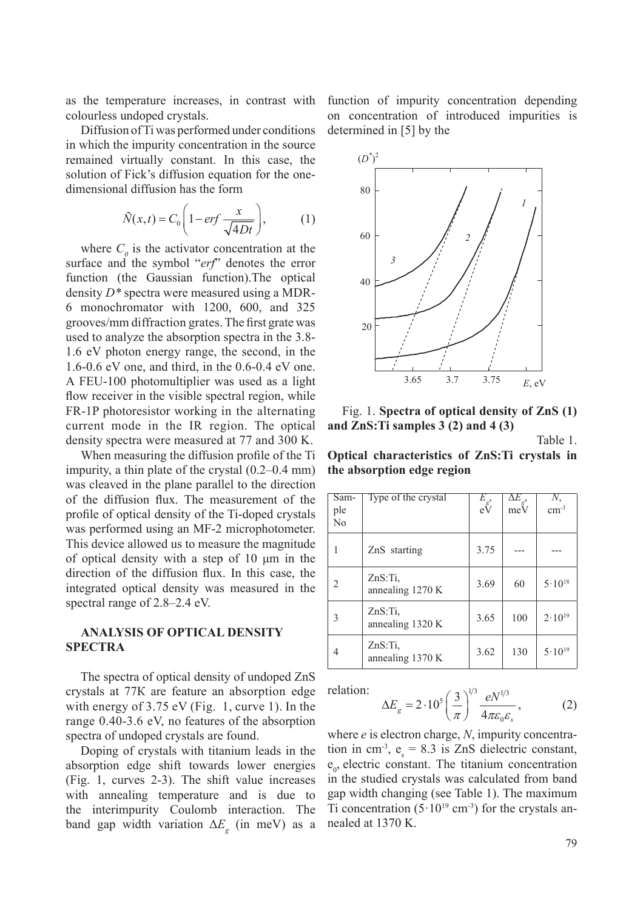as the temperature increases, in contrast with colourless undoped crystals.

Diffusion of Ti was performed under conditions in which the impurity concentration in the source remained virtually constant. In this case, the solution of Fick's diffusion equation for the one-dimensional diffusion has the form

$$\tilde{N}(x,t) = C_0\left(1 - erf\,\frac{x}{\sqrt{4Dt}}\right), \qquad (1)$$

where $C_0$ is the activator concentration at the surface and the symbol "*erf*" denotes the error function (the Gaussian function).The optical density $D^*$ spectra were measured using a MDR-6 monochromator with 1200, 600, and 325 grooves/mm diffraction grates. The first grate was used to analyze the absorption spectra in the 3.8-1.6 eV photon energy range, the second, in the 1.6-0.6 eV one, and third, in the 0.6-0.4 eV one. A FEU-100 photomultiplier was used as a light flow receiver in the visible spectral region, while FR-1P photoresistor working in the alternating current mode in the IR region. The optical density spectra were measured at 77 and 300 K.

When measuring the diffusion profile of the Ti impurity, a thin plate of the crystal (0.2–0.4 mm) was cleaved in the plane parallel to the direction of the diffusion flux. The measurement of the profile of optical density of the Ti-doped crystals was performed using an MF-2 microphotometer. This device allowed us to measure the magnitude of optical density with a step of 10 μm in the direction of the diffusion flux. In this case, the integrated optical density was measured in the spectral range of 2.8–2.4 eV.

## ANALYSIS OF OPTICAL DENSITY SPECTRA

The spectra of optical density of undoped ZnS crystals at 77K are feature an absorption edge with energy of 3.75 eV (Fig. 1, curve 1). In the range 0.40-3.6 eV, no features of the absorption spectra of undoped crystals are found.

Doping of crystals with titanium leads in the absorption edge shift towards lower energies (Fig. 1, curves 2-3). The shift value increases with annealing temperature and is due to the interimpurity Coulomb interaction. The band gap width variation $\Delta E_g$ (in meV) as a function of impurity concentration depending on concentration of introduced impurities is determined in [5] by the relation:

$$\Delta E_g = 2\cdot 10^5\left(\frac{3}{\pi}\right)^{1/3}\frac{eN^{1/3}}{4\pi\varepsilon_0\varepsilon_s}, \qquad (2)$$

where $e$ is electron charge, $N$, impurity concentration in cm$^{-3}$, $e_s$ = 8.3 is ZnS dielectric constant, $e_0$, electric constant. The titanium concentration in the studied crystals was calculated from band gap width changing (see Table 1). The maximum Ti concentration ($5\cdot10^{19}$ cm$^{-3}$) for the crystals annealed at 1370 K.

Fig. 1. **Spectra of optical density of ZnS (1) and ZnS:Ti samples 3 (2) and 4 (3)**

Table 1.
**Optical characteristics of ZnS:Ti crystals in the absorption edge region**

| Sample No | Type of the crystal | $E_g$, eV | $\Delta E_g$, meV | $N$, cm$^{-3}$ |
|---|---|---|---|---|
| 1 | ZnS starting | 3.75 | --- | --- |
| 2 | ZnS:Ti, annealing 1270 K | 3.69 | 60 | $5\cdot10^{18}$ |
| 3 | ZnS:Ti, annealing 1320 K | 3.65 | 100 | $2\cdot10^{19}$ |
| 4 | ZnS:Ti, annealing 1370 K | 3.62 | 130 | $5\cdot10^{19}$ |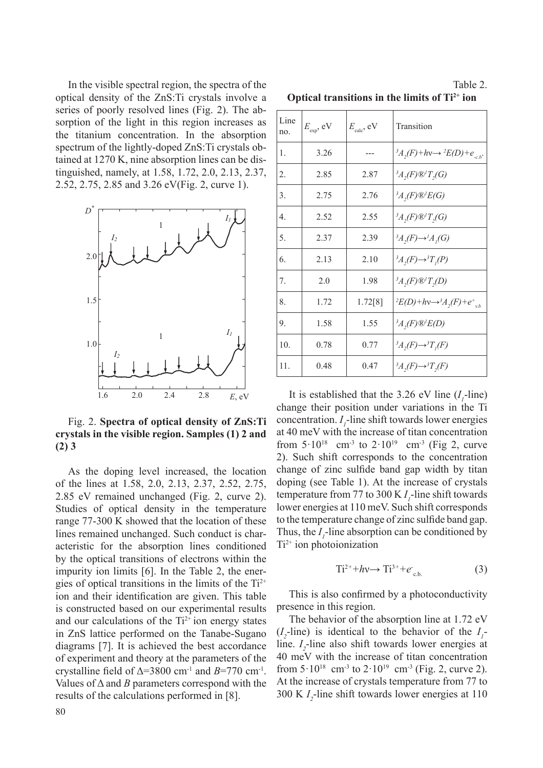In the visible spectral region, the spectra of the optical density of the ZnS:Ti crystals involve a series of poorly resolved lines (Fig. 2). The absorption of the light in this region increases as the titanium concentration. In the absorption spectrum of the lightly-doped ZnS:Ti crystals obtained at 1270 K, nine absorption lines can be distinguished, namely, at 1.58, 1.72, 2.0, 2.13, 2.37, 2.52, 2.75, 2.85 and 3.26 eV(Fig. 2, curve 1).

Fig. 2. **Spectra of optical density of ZnS:Ti crystals in the visible region. Samples (1) 2 and (2) 3**

As the doping level increased, the location of the lines at 1.58, 2.0, 2.13, 2.37, 2.52, 2.75, 2.85 eV remained unchanged (Fig. 2, curve 2). Studies of optical density in the temperature range 77-300 K showed that the location of these lines remained unchanged. Such conduct is characteristic for the absorption lines conditioned by the optical transitions of electrons within the impurity ion limits [6]. In the Table 2, the energies of optical transitions in the limits of the $Ti^{2+}$ ion and their identification are given. This table is constructed based on our experimental results and our calculations of the $Ti^{2+}$ ion energy states in ZnS lattice performed on the Tanabe-Sugano diagrams [7]. It is achieved the best accordance of experiment and theory at the parameters of the crystalline field of $\Delta$=3800 cm$^{-1}$ and $B$=770 cm$^{-1}$. Values of $\Delta$ and $B$ parameters correspond with the results of the calculations performed in [8].

Table 2.
**Optical transitions in the limits of $Ti^{2+}$ ion**

| Line no. | $E_{exp}$, eV | $E_{calc}$, eV | Transition |
|---|---|---|---|
| 1. | 3.26 | --- | $^3A_2(F)+h\nu\rightarrow {}^2E(D)+e^-_{c.b.}$ |
| 2. | 2.85 | 2.87 | $^3A_2(F)\rightarrow{}^1T_2(G)$ |
| 3. | 2.75 | 2.76 | $^3A_2(F)\rightarrow{}^1E(G)$ |
| 4. | 2.52 | 2.55 | $^3A_2(F)\rightarrow{}^1T_2(G)$ |
| 5. | 2.37 | 2.39 | $^3A_2(F)\rightarrow{}^1A_1(G)$ |
| 6. | 2.13 | 2.10 | $^3A_2(F)\rightarrow{}^3T_1(P)$ |
| 7. | 2.0 | 1.98 | $^3A_2(F)\rightarrow{}^1T_2(D)$ |
| 8. | 1.72 | 1.72[8] | $^2E(D)+h\nu\rightarrow{}^3A_2(F)+e^+_{v.b}$ |
| 9. | 1.58 | 1.55 | $^3A_2(F)\rightarrow{}^1E(D)$ |
| 10. | 0.78 | 0.77 | $^3A_2(F)\rightarrow{}^3T_1(F)$ |
| 11. | 0.48 | 0.47 | $^3A_2(F)\rightarrow{}^3T_2(F)$ |

It is established that the 3.26 eV line ($I_1$-line) change their position under variations in the Ti concentration. $I_1$-line shift towards lower energies at 40 meV with the increase of titan concentration from $5\cdot10^{18}$ cm$^{-3}$ to $2\cdot10^{19}$ cm$^{-3}$ (Fig 2, curve 2). Such shift corresponds to the concentration change of zinc sulfide band gap width by titan doping (see Table 1). At the increase of crystals temperature from 77 to 300 K $I_1$-line shift towards lower energies at 110 meV. Such shift corresponds to the temperature change of zinc sulfide band gap. Thus, the $I_1$-line absorption can be conditioned by $Ti^{2+}$ ion photoionization

$$Ti^{2+}+h\nu\rightarrow Ti^{3+}+e^-_{c.b.} \quad (3)$$

This is also confirmed by a photoconductivity presence in this region.

The behavior of the absorption line at 1.72 eV ($I_2$-line) is identical to the behavior of the $I_1$-line. $I_2$-line also shift towards lower energies at 40 meV with the increase of titan concentration from $5\cdot10^{18}$ cm$^{-3}$ to $2\cdot10^{19}$ cm$^{-3}$ (Fig. 2, curve 2). At the increase of crystals temperature from 77 to 300 K $I_2$-line shift towards lower energies at 110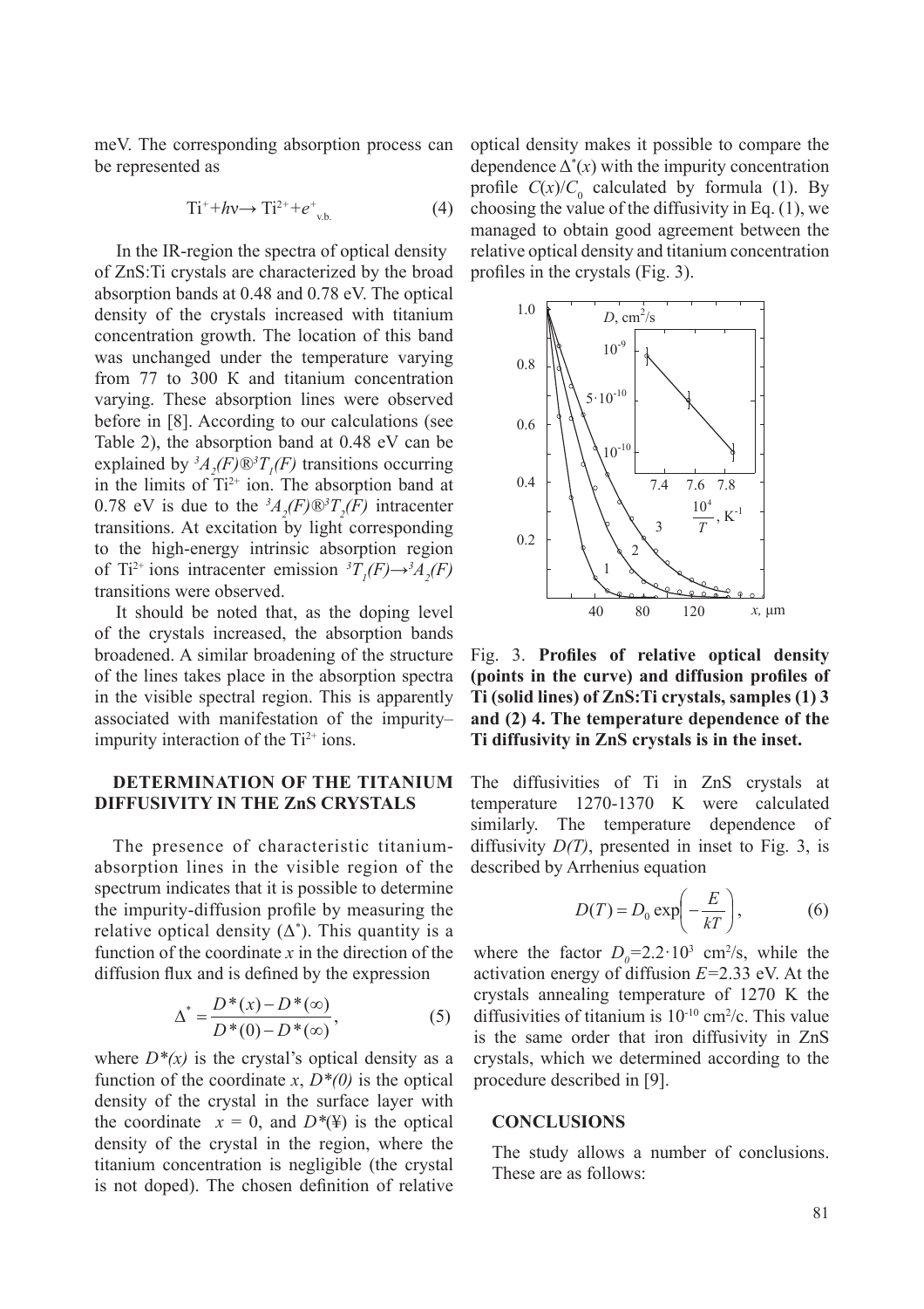meV. The corresponding absorption process can be represented as

$$Ti^{+}+h\nu\rightarrow Ti^{2+}+e^{+}_{v.b.} \quad (4)$$

In the IR-region the spectra of optical density of ZnS:Ti crystals are characterized by the broad absorption bands at 0.48 and 0.78 eV. The optical density of the crystals increased with titanium concentration growth. The location of this band was unchanged under the temperature varying from 77 to 300 K and titanium concentration varying. These absorption lines were observed before in [8]. According to our calculations (see Table 2), the absorption band at 0.48 eV can be explained by ${}^{3}A_{2}(F)$®${}^{3}T_{1}(F)$ transitions occurring in the limits of $Ti^{2+}$ ion. The absorption band at 0.78 eV is due to the ${}^{3}A_{2}(F)$®${}^{3}T_{2}(F)$ intracenter transitions. At excitation by light corresponding to the high-energy intrinsic absorption region of $Ti^{2+}$ ions intracenter emission ${}^{3}T_{1}(F)\rightarrow{}^{3}A_{2}(F)$ transitions were observed.

It should be noted that, as the doping level of the crystals increased, the absorption bands broadened. A similar broadening of the structure of the lines takes place in the absorption spectra in the visible spectral region. This is apparently associated with manifestation of the impurity–impurity interaction of the $Ti^{2+}$ ions.

## DETERMINATION OF THE TITANIUM DIFFUSIVITY IN THE ZnS CRYSTALS

The presence of characteristic titanium-absorption lines in the visible region of the spectrum indicates that it is possible to determine the impurity-diffusion profile by measuring the relative optical density ($\Delta^{*}$). This quantity is a function of the coordinate $x$ in the direction of the diffusion flux and is defined by the expression

$$\Delta^{*}=\frac{D^{*}(x)-D^{*}(\infty)}{D^{*}(0)-D^{*}(\infty)}, \quad (5)$$

where $D^{*}(x)$ is the crystal's optical density as a function of the coordinate $x$, $D^{*}(0)$ is the optical density of the crystal in the surface layer with the coordinate $x = 0$, and $D^{*}$(¥) is the optical density of the crystal in the region, where the titanium concentration is negligible (the crystal is not doped). The chosen definition of relative optical density makes it possible to compare the dependence $\Delta^{*}(x)$ with the impurity concentration profile $C(x)/C_{0}$ calculated by formula (1). By choosing the value of the diffusivity in Eq. (1), we managed to obtain good agreement between the relative optical density and titanium concentration profiles in the crystals (Fig. 3).

Fig. 3. **Profiles of relative optical density (points in the curve) and diffusion profiles of Ti (solid lines) of ZnS:Ti crystals, samples (1) 3 and (2) 4. The temperature dependence of the Ti diffusivity in ZnS crystals is in the inset.**

The diffusivities of Ti in ZnS crystals at temperature 1270-1370 K were calculated similarly. The temperature dependence of diffusivity $D(T)$, presented in inset to Fig. 3, is described by Arrhenius equation

$$D(T)=D_{0}\exp\left(-\frac{E}{kT}\right), \quad (6)$$

where the factor $D_{0}$=2.2·10$^{3}$ cm$^{2}$/s, while the activation energy of diffusion $E$=2.33 eV. At the crystals annealing temperature of 1270 K the diffusivities of titanium is 10$^{-10}$ cm$^{2}$/c. This value is the same order that iron diffusivity in ZnS crystals, which we determined according to the procedure described in [9].

## CONCLUSIONS

The study allows a number of conclusions. These are as follows: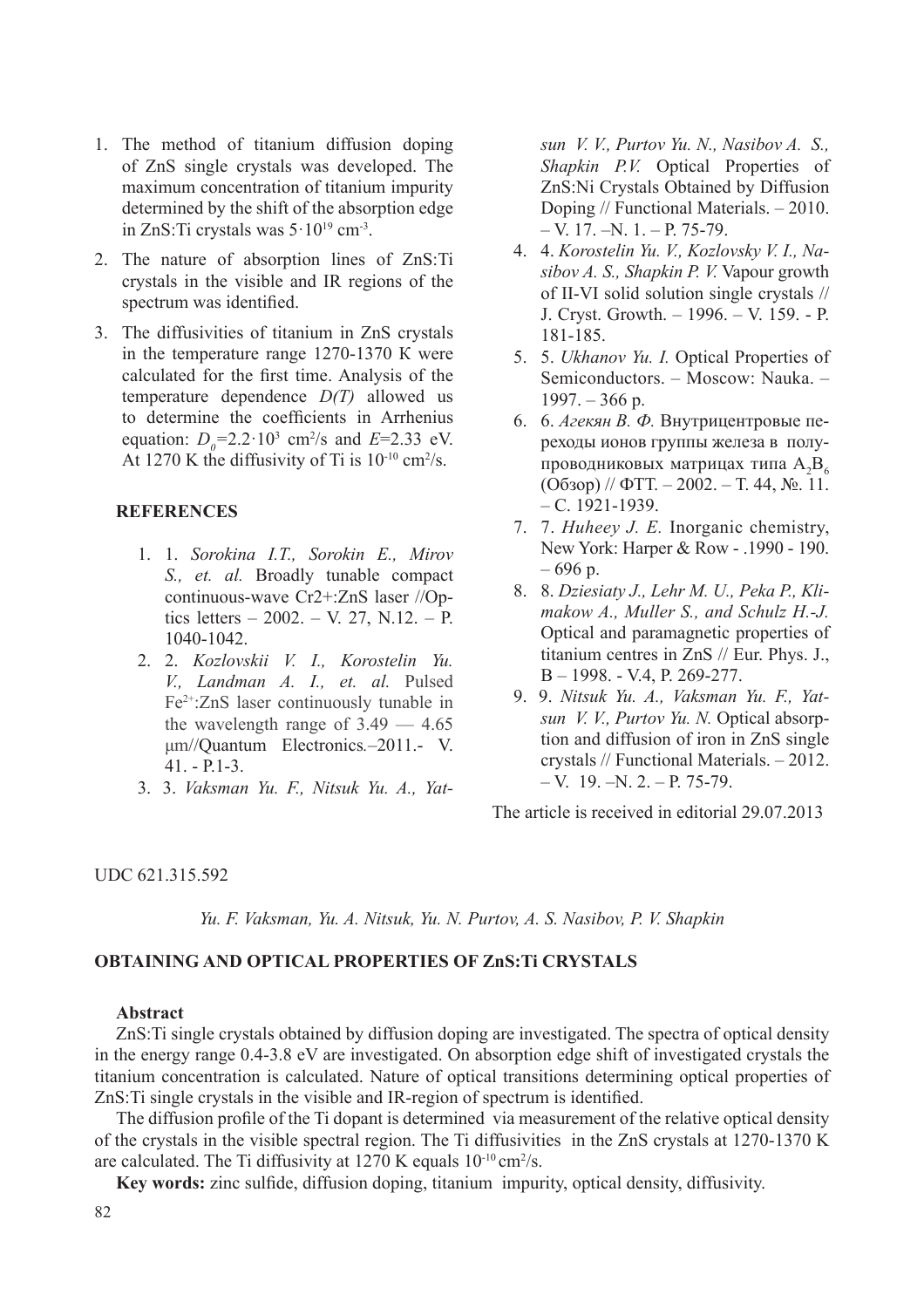1. The method of titanium diffusion doping of ZnS single crystals was developed. The maximum concentration of titanium impurity determined by the shift of the absorption edge in ZnS:Ti crystals was $5 \cdot 10^{19}$ cm$^{-3}$.
2. The nature of absorption lines of ZnS:Ti crystals in the visible and IR regions of the spectrum was identified.
3. The diffusivities of titanium in ZnS crystals in the temperature range 1270-1370 K were calculated for the first time. Analysis of the temperature dependence *D(T)* allowed us to determine the coefficients in Arrhenius equation: $D_0 = 2.2 \cdot 10^3$ cm$^2$/s and $E$=2.33 eV. At 1270 K the diffusivity of Ti is $10^{-10}$ cm$^2$/s.

## REFERENCES

1. 1. *Sorokina I.T., Sorokin E., Mirov S., et. al.* Broadly tunable compact continuous-wave Cr2+:ZnS laser //Optics letters – 2002. – V. 27, N.12. – P. 1040-1042.
2. 2. *Kozlovskii V. I., Korostelin Yu. V., Landman A. I., et. al.* Pulsed $Fe^{2+}$:ZnS laser continuously tunable in the wavelength range of 3.49 — 4.65 μm//Quantum Electronics.–2011.- V. 41. - P.1-3.
3. 3. *Vaksman Yu. F., Nitsuk Yu. A., Yatsun V. V., Purtov Yu. N., Nasibov A. S., Shapkin P.V.* Optical Properties of ZnS:Ni Crystals Obtained by Diffusion Doping // Functional Materials. – 2010. – V. 17. –N. 1. – P. 75-79.
4. 4. *Korostelin Yu. V., Kozlovsky V. I., Nasibov A. S., Shapkin P. V.* Vapour growth of II-VI solid solution single crystals // J. Cryst. Growth. – 1996. – V. 159. - P. 181-185.
5. 5. *Ukhanov Yu. I.* Optical Properties of Semiconductors. – Moscow: Nauka. – 1997. – 366 p.
6. 6. *Агекян В. Ф.* Внутрицентровые переходы ионов группы железа в полупроводниковых матрицах типа $A_2B_6$ (Обзор) // ФТТ. – 2002. – Т. 44, №. 11. – С. 1921-1939.
7. 7. *Huheey J. E.* Inorganic chemistry, New York: Harper & Row - .1990 - 190. – 696 p.
8. 8. *Dziesiaty J., Lehr M. U., Peka P., Klimakow A., Muller S., and Schulz H.-J.* Optical and paramagnetic properties of titanium centres in ZnS // Eur. Phys. J., B – 1998. - V.4, P. 269-277.
9. 9. *Nitsuk Yu. A., Vaksman Yu. F., Yatsun V. V., Purtov Yu. N.* Optical absorption and diffusion of iron in ZnS single crystals // Functional Materials. – 2012. – V. 19. –N. 2. – P. 75-79.

The article is received in editorial 29.07.2013

UDC 621.315.592

*Yu. F. Vaksman, Yu. A. Nitsuk, Yu. N. Purtov, A. S. Nasibov, P. V. Shapkin*

## OBTAINING AND OPTICAL PROPERTIES OF ZnS:Ti CRYSTALS

**Abstract**

ZnS:Ti single crystals obtained by diffusion doping are investigated. The spectra of optical density in the energy range 0.4-3.8 eV are investigated. On absorption edge shift of investigated crystals the titanium concentration is calculated. Nature of optical transitions determining optical properties of ZnS:Ti single crystals in the visible and IR-region of spectrum is identified.

The diffusion profile of the Ti dopant is determined via measurement of the relative optical density of the crystals in the visible spectral region. The Ti diffusivities in the ZnS crystals at 1270-1370 K are calculated. The Ti diffusivity at 1270 K equals $10^{-10}$ cm$^2$/s.

**Key words:** zinc sulfide, diffusion doping, titanium impurity, optical density, diffusivity.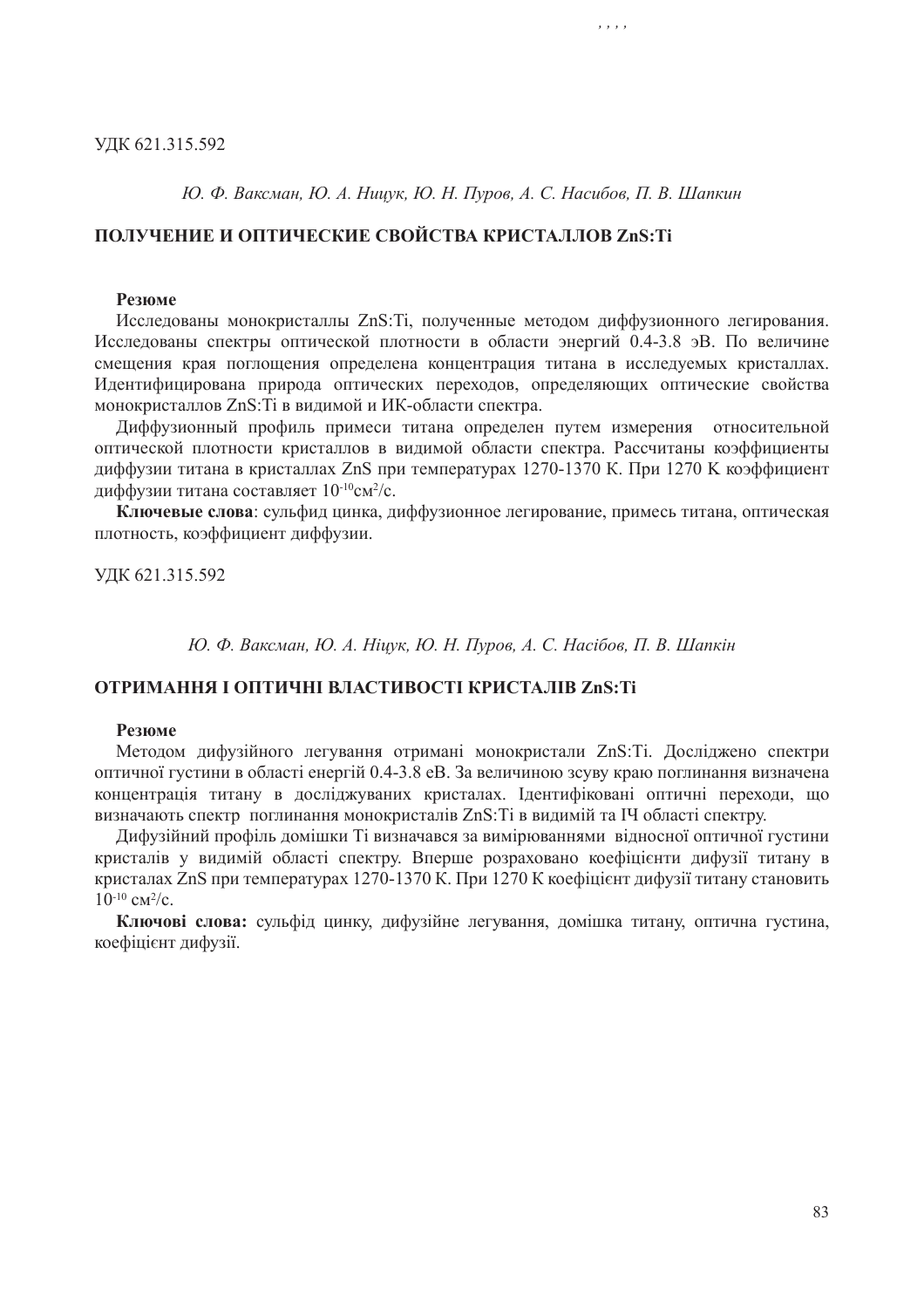УДК 621.315.592

*Ю. Ф. Ваксман, Ю. А. Нищук, Ю. Н. Пуров, А. С. Насибов, П. В. Шапкин*

## ПОЛУЧЕНИЕ И ОПТИЧЕСКИЕ СВОЙСТВА КРИСТАЛЛОВ ZnS:Ti

**Резюме**

Исследованы монокристаллы ZnS:Ti, полученные методом диффузионного легирования. Исследованы спектры оптической плотности в области энергий 0.4-3.8 эВ. По величине смещения края поглощения определена концентрация титана в исследуемых кристаллах. Идентифицирована природа оптических переходов, определяющих оптические свойства монокристаллов ZnS:Ti в видимой и ИК-области спектра.

Диффузионный профиль примеси титана определен путем измерения относительной оптической плотности кристаллов в видимой области спектра. Рассчитаны коэффициенты диффузии титана в кристаллах ZnS при температурах 1270-1370 K. При 1270 K коэффициент диффузии титана составляет $10^{-10}$см$^2$/с.

**Ключевые слова**: сульфид цинка, диффузионное легирование, примесь титана, оптическая плотность, коэффициент диффузии.

УДК 621.315.592

*Ю. Ф. Ваксман, Ю. А. Ніцук, Ю. Н. Пуров, А. С. Насібов, П. В. Шапкін*

## ОТРИМАННЯ І ОПТИЧНІ ВЛАСТИВОСТІ КРИСТАЛІВ ZnS:Ti

**Резюме**

Методом дифузійного легування отримані монокристали ZnS:Ti. Досліджено спектри оптичної густини в області енергій 0.4-3.8 еВ. За величиною зсуву краю поглинання визначена концентрація титану в досліджуваних кристалах. Ідентифіковані оптичні переходи, що визначають спектр поглинання монокристалів ZnS:Ti в видимій та ІЧ області спектру.

Дифузійний профіль домішки Ti визначався за вимірюваннями відносної оптичної густини кристалів у видимій області спектру. Вперше розраховано коефіцієнти дифузії титану в кристалах ZnS при температурах 1270-1370 K. При 1270 K коефіцієнт дифузії титану становить $10^{-10}$ см$^2$/с.

**Ключові слова:** сульфід цинку, дифузійне легування, домішка титану, оптична густина, коефіцієнт дифузії.